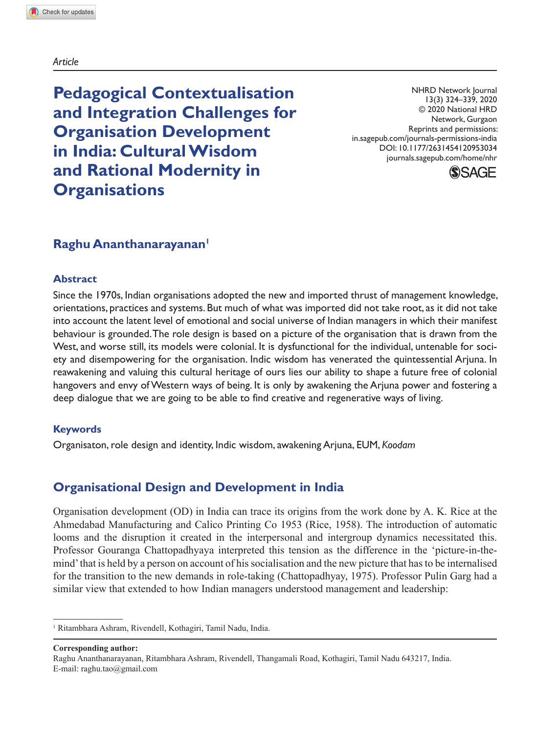*Article*

# Pedagogical Contextualisation and Integration Challenges for Organisation Development in India: Cultural Wisdom and Rational Modernity in Organisations

NHRD Network Journal
13(3) 324–339, 2020
© 2020 National HRD Network, Gurgaon
Reprints and permissions: in.sagepub.com/journals-permissions-india
DOI: 10.1177/2631454120953034
journals.sagepub.com/home/nhr

**Raghu Ananthanarayanan**[1]

## Abstract

Since the 1970s, Indian organisations adopted the new and imported thrust of management knowledge, orientations, practices and systems. But much of what was imported did not take root, as it did not take into account the latent level of emotional and social universe of Indian managers in which their manifest behaviour is grounded. The role design is based on a picture of the organisation that is drawn from the West, and worse still, its models were colonial. It is dysfunctional for the individual, untenable for society and disempowering for the organisation. Indic wisdom has venerated the quintessential Arjuna. In reawakening and valuing this cultural heritage of ours lies our ability to shape a future free of colonial hangovers and envy of Western ways of being. It is only by awakening the Arjuna power and fostering a deep dialogue that we are going to be able to find creative and regenerative ways of living.

## Keywords

Organisaton, role design and identity, Indic wisdom, awakening Arjuna, EUM, *Koodam*

## Organisational Design and Development in India

Organisation development (OD) in India can trace its origins from the work done by A. K. Rice at the Ahmedabad Manufacturing and Calico Printing Co 1953 (Rice, 1958). The introduction of automatic looms and the disruption it created in the interpersonal and intergroup dynamics necessitated this. Professor Gouranga Chattopadhyaya interpreted this tension as the difference in the 'picture-in-the-mind' that is held by a person on account of his socialisation and the new picture that has to be internalised for the transition to the new demands in role-taking (Chattopadhyay, 1975). Professor Pulin Garg had a similar view that extended to how Indian managers understood management and leadership:

---

[1] Ritambhara Ashram, Rivendell, Kothagiri, Tamil Nadu, India.

**Corresponding author:**
Raghu Ananthanarayanan, Ritambhara Ashram, Rivendell, Thangamali Road, Kothagiri, Tamil Nadu 643217, India.
E-mail: raghu.tao@gmail.com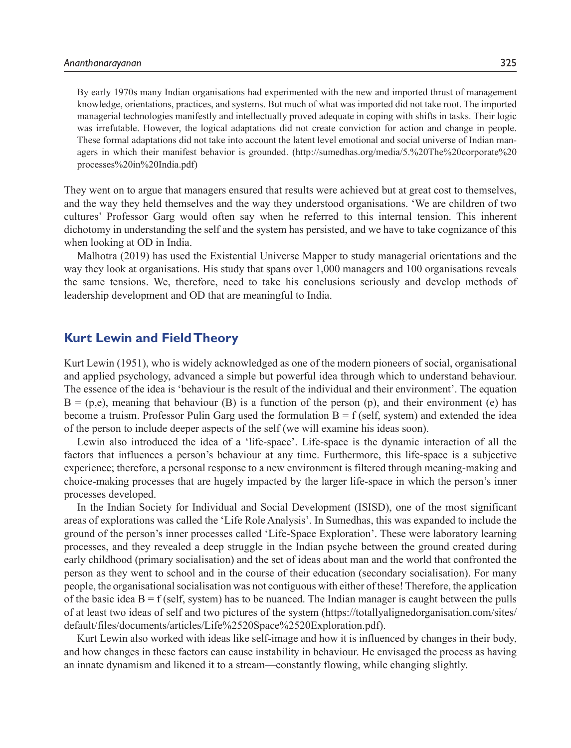> By early 1970s many Indian organisations had experimented with the new and imported thrust of management knowledge, orientations, practices, and systems. But much of what was imported did not take root. The imported managerial technologies manifestly and intellectually proved adequate in coping with shifts in tasks. Their logic was irrefutable. However, the logical adaptations did not create conviction for action and change in people. These formal adaptations did not take into account the latent level emotional and social universe of Indian managers in which their manifest behavior is grounded. (http://sumedhas.org/media/5.%20The%20corporate%20processes%20in%20India.pdf)

They went on to argue that managers ensured that results were achieved but at great cost to themselves, and the way they held themselves and the way they understood organisations. 'We are children of two cultures' Professor Garg would often say when he referred to this internal tension. This inherent dichotomy in understanding the self and the system has persisted, and we have to take cognizance of this when looking at OD in India.

Malhotra (2019) has used the Existential Universe Mapper to study managerial orientations and the way they look at organisations. His study that spans over 1,000 managers and 100 organisations reveals the same tensions. We, therefore, need to take his conclusions seriously and develop methods of leadership development and OD that are meaningful to India.

## Kurt Lewin and Field Theory

Kurt Lewin (1951), who is widely acknowledged as one of the modern pioneers of social, organisational and applied psychology, advanced a simple but powerful idea through which to understand behaviour. The essence of the idea is 'behaviour is the result of the individual and their environment'. The equation B = (p,e), meaning that behaviour (B) is a function of the person (p), and their environment (e) has become a truism. Professor Pulin Garg used the formulation B = f (self, system) and extended the idea of the person to include deeper aspects of the self (we will examine his ideas soon).

Lewin also introduced the idea of a 'life-space'. Life-space is the dynamic interaction of all the factors that influences a person's behaviour at any time. Furthermore, this life-space is a subjective experience; therefore, a personal response to a new environment is filtered through meaning-making and choice-making processes that are hugely impacted by the larger life-space in which the person's inner processes developed.

In the Indian Society for Individual and Social Development (ISISD), one of the most significant areas of explorations was called the 'Life Role Analysis'. In Sumedhas, this was expanded to include the ground of the person's inner processes called 'Life-Space Exploration'. These were laboratory learning processes, and they revealed a deep struggle in the Indian psyche between the ground created during early childhood (primary socialisation) and the set of ideas about man and the world that confronted the person as they went to school and in the course of their education (secondary socialisation). For many people, the organisational socialisation was not contiguous with either of these! Therefore, the application of the basic idea B = f (self, system) has to be nuanced. The Indian manager is caught between the pulls of at least two ideas of self and two pictures of the system (https://totallyalignedorganisation.com/sites/default/files/documents/articles/Life%2520Space%2520Exploration.pdf).

Kurt Lewin also worked with ideas like self-image and how it is influenced by changes in their body, and how changes in these factors can cause instability in behaviour. He envisaged the process as having an innate dynamism and likened it to a stream—constantly flowing, while changing slightly.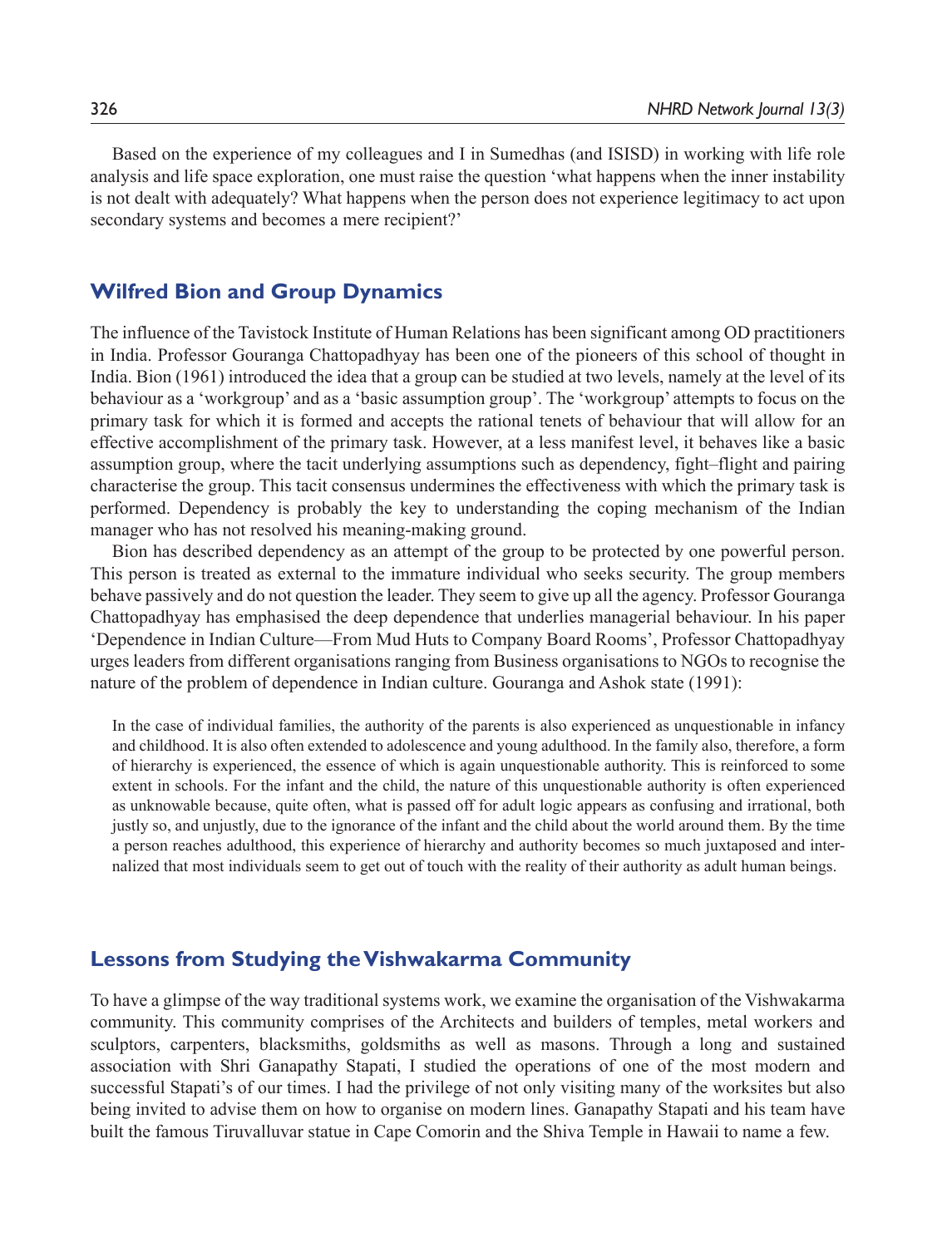Based on the experience of my colleagues and I in Sumedhas (and ISISD) in working with life role analysis and life space exploration, one must raise the question 'what happens when the inner instability is not dealt with adequately? What happens when the person does not experience legitimacy to act upon secondary systems and becomes a mere recipient?'

## Wilfred Bion and Group Dynamics

The influence of the Tavistock Institute of Human Relations has been significant among OD practitioners in India. Professor Gouranga Chattopadhyay has been one of the pioneers of this school of thought in India. Bion (1961) introduced the idea that a group can be studied at two levels, namely at the level of its behaviour as a 'workgroup' and as a 'basic assumption group'. The 'workgroup' attempts to focus on the primary task for which it is formed and accepts the rational tenets of behaviour that will allow for an effective accomplishment of the primary task. However, at a less manifest level, it behaves like a basic assumption group, where the tacit underlying assumptions such as dependency, fight–flight and pairing characterise the group. This tacit consensus undermines the effectiveness with which the primary task is performed. Dependency is probably the key to understanding the coping mechanism of the Indian manager who has not resolved his meaning-making ground.

Bion has described dependency as an attempt of the group to be protected by one powerful person. This person is treated as external to the immature individual who seeks security. The group members behave passively and do not question the leader. They seem to give up all the agency. Professor Gouranga Chattopadhyay has emphasised the deep dependence that underlies managerial behaviour. In his paper 'Dependence in Indian Culture—From Mud Huts to Company Board Rooms', Professor Chattopadhyay urges leaders from different organisations ranging from Business organisations to NGOs to recognise the nature of the problem of dependence in Indian culture. Gouranga and Ashok state (1991):

> In the case of individual families, the authority of the parents is also experienced as unquestionable in infancy and childhood. It is also often extended to adolescence and young adulthood. In the family also, therefore, a form of hierarchy is experienced, the essence of which is again unquestionable authority. This is reinforced to some extent in schools. For the infant and the child, the nature of this unquestionable authority is often experienced as unknowable because, quite often, what is passed off for adult logic appears as confusing and irrational, both justly so, and unjustly, due to the ignorance of the infant and the child about the world around them. By the time a person reaches adulthood, this experience of hierarchy and authority becomes so much juxtaposed and internalized that most individuals seem to get out of touch with the reality of their authority as adult human beings.

## Lessons from Studying the Vishwakarma Community

To have a glimpse of the way traditional systems work, we examine the organisation of the Vishwakarma community. This community comprises of the Architects and builders of temples, metal workers and sculptors, carpenters, blacksmiths, goldsmiths as well as masons. Through a long and sustained association with Shri Ganapathy Stapati, I studied the operations of one of the most modern and successful Stapati's of our times. I had the privilege of not only visiting many of the worksites but also being invited to advise them on how to organise on modern lines. Ganapathy Stapati and his team have built the famous Tiruvalluvar statue in Cape Comorin and the Shiva Temple in Hawaii to name a few.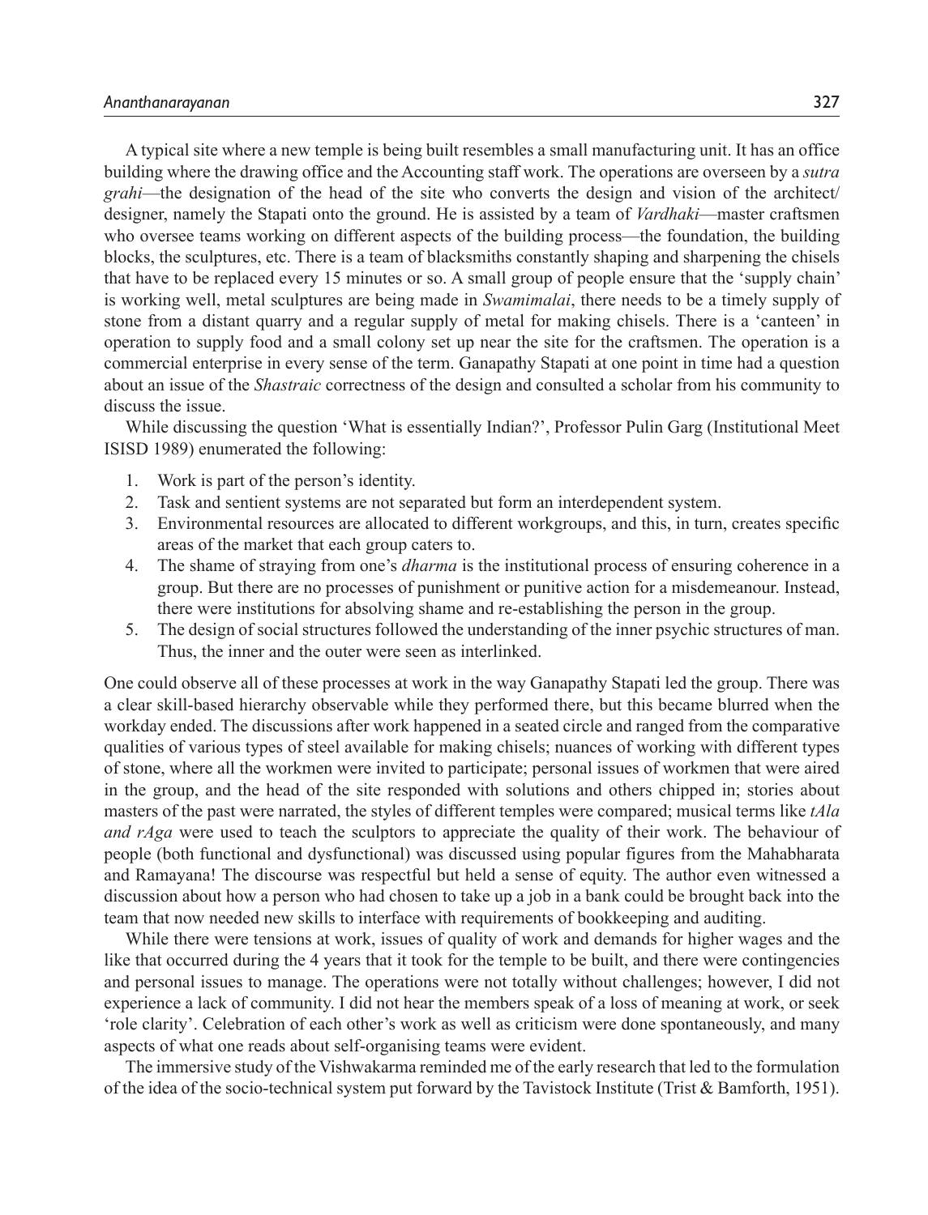A typical site where a new temple is being built resembles a small manufacturing unit. It has an office building where the drawing office and the Accounting staff work. The operations are overseen by a *sutra grahi*—the designation of the head of the site who converts the design and vision of the architect/designer, namely the Stapati onto the ground. He is assisted by a team of *Vardhaki*—master craftsmen who oversee teams working on different aspects of the building process—the foundation, the building blocks, the sculptures, etc. There is a team of blacksmiths constantly shaping and sharpening the chisels that have to be replaced every 15 minutes or so. A small group of people ensure that the 'supply chain' is working well, metal sculptures are being made in *Swamimalai*, there needs to be a timely supply of stone from a distant quarry and a regular supply of metal for making chisels. There is a 'canteen' in operation to supply food and a small colony set up near the site for the craftsmen. The operation is a commercial enterprise in every sense of the term. Ganapathy Stapati at one point in time had a question about an issue of the *Shastraic* correctness of the design and consulted a scholar from his community to discuss the issue.

While discussing the question 'What is essentially Indian?', Professor Pulin Garg (Institutional Meet ISISD 1989) enumerated the following:

1. Work is part of the person's identity.
2. Task and sentient systems are not separated but form an interdependent system.
3. Environmental resources are allocated to different workgroups, and this, in turn, creates specific areas of the market that each group caters to.
4. The shame of straying from one's *dharma* is the institutional process of ensuring coherence in a group. But there are no processes of punishment or punitive action for a misdemeanour. Instead, there were institutions for absolving shame and re-establishing the person in the group.
5. The design of social structures followed the understanding of the inner psychic structures of man. Thus, the inner and the outer were seen as interlinked.

One could observe all of these processes at work in the way Ganapathy Stapati led the group. There was a clear skill-based hierarchy observable while they performed there, but this became blurred when the workday ended. The discussions after work happened in a seated circle and ranged from the comparative qualities of various types of steel available for making chisels; nuances of working with different types of stone, where all the workmen were invited to participate; personal issues of workmen that were aired in the group, and the head of the site responded with solutions and others chipped in; stories about masters of the past were narrated, the styles of different temples were compared; musical terms like *tAla and rAga* were used to teach the sculptors to appreciate the quality of their work. The behaviour of people (both functional and dysfunctional) was discussed using popular figures from the Mahabharata and Ramayana! The discourse was respectful but held a sense of equity. The author even witnessed a discussion about how a person who had chosen to take up a job in a bank could be brought back into the team that now needed new skills to interface with requirements of bookkeeping and auditing.

While there were tensions at work, issues of quality of work and demands for higher wages and the like that occurred during the 4 years that it took for the temple to be built, and there were contingencies and personal issues to manage. The operations were not totally without challenges; however, I did not experience a lack of community. I did not hear the members speak of a loss of meaning at work, or seek 'role clarity'. Celebration of each other's work as well as criticism were done spontaneously, and many aspects of what one reads about self-organising teams were evident.

The immersive study of the Vishwakarma reminded me of the early research that led to the formulation of the idea of the socio-technical system put forward by the Tavistock Institute (Trist & Bamforth, 1951).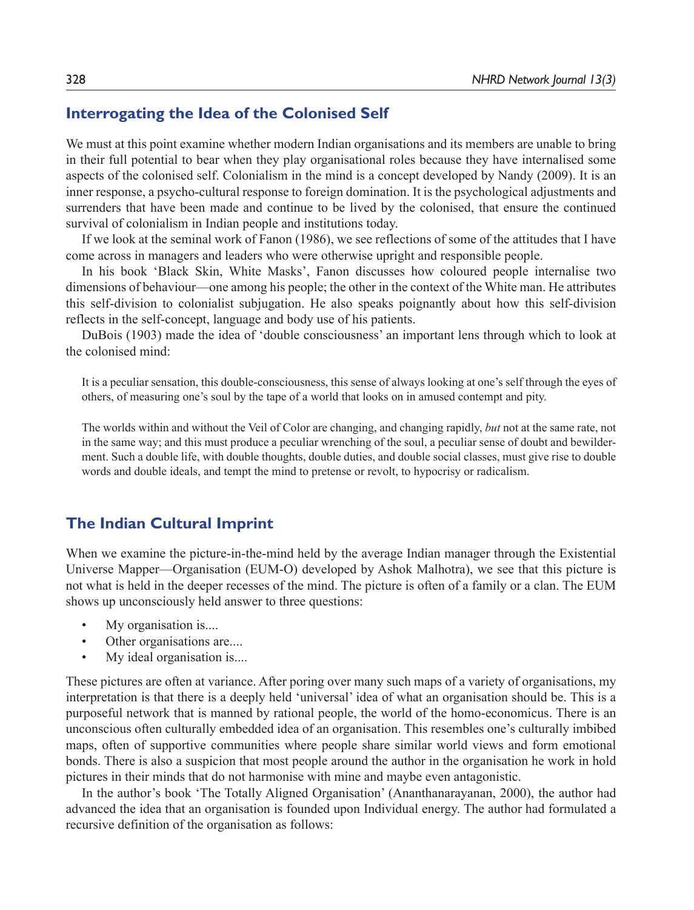## Interrogating the Idea of the Colonised Self

We must at this point examine whether modern Indian organisations and its members are unable to bring in their full potential to bear when they play organisational roles because they have internalised some aspects of the colonised self. Colonialism in the mind is a concept developed by Nandy (2009). It is an inner response, a psycho-cultural response to foreign domination. It is the psychological adjustments and surrenders that have been made and continue to be lived by the colonised, that ensure the continued survival of colonialism in Indian people and institutions today.

If we look at the seminal work of Fanon (1986), we see reflections of some of the attitudes that I have come across in managers and leaders who were otherwise upright and responsible people.

In his book 'Black Skin, White Masks', Fanon discusses how coloured people internalise two dimensions of behaviour—one among his people; the other in the context of the White man. He attributes this self-division to colonialist subjugation. He also speaks poignantly about how this self-division reflects in the self-concept, language and body use of his patients.

DuBois (1903) made the idea of 'double consciousness' an important lens through which to look at the colonised mind:

> It is a peculiar sensation, this double-consciousness, this sense of always looking at one's self through the eyes of others, of measuring one's soul by the tape of a world that looks on in amused contempt and pity.
>
> The worlds within and without the Veil of Color are changing, and changing rapidly, *but* not at the same rate, not in the same way; and this must produce a peculiar wrenching of the soul, a peculiar sense of doubt and bewilderment. Such a double life, with double thoughts, double duties, and double social classes, must give rise to double words and double ideals, and tempt the mind to pretense or revolt, to hypocrisy or radicalism.

## The Indian Cultural Imprint

When we examine the picture-in-the-mind held by the average Indian manager through the Existential Universe Mapper—Organisation (EUM-O) developed by Ashok Malhotra), we see that this picture is not what is held in the deeper recesses of the mind. The picture is often of a family or a clan. The EUM shows up unconsciously held answer to three questions:

- My organisation is....
- Other organisations are....
- My ideal organisation is....

These pictures are often at variance. After poring over many such maps of a variety of organisations, my interpretation is that there is a deeply held 'universal' idea of what an organisation should be. This is a purposeful network that is manned by rational people, the world of the homo-economicus. There is an unconscious often culturally embedded idea of an organisation. This resembles one's culturally imbibed maps, often of supportive communities where people share similar world views and form emotional bonds. There is also a suspicion that most people around the author in the organisation he work in hold pictures in their minds that do not harmonise with mine and maybe even antagonistic.

In the author's book 'The Totally Aligned Organisation' (Ananthanarayanan, 2000), the author had advanced the idea that an organisation is founded upon Individual energy. The author had formulated a recursive definition of the organisation as follows: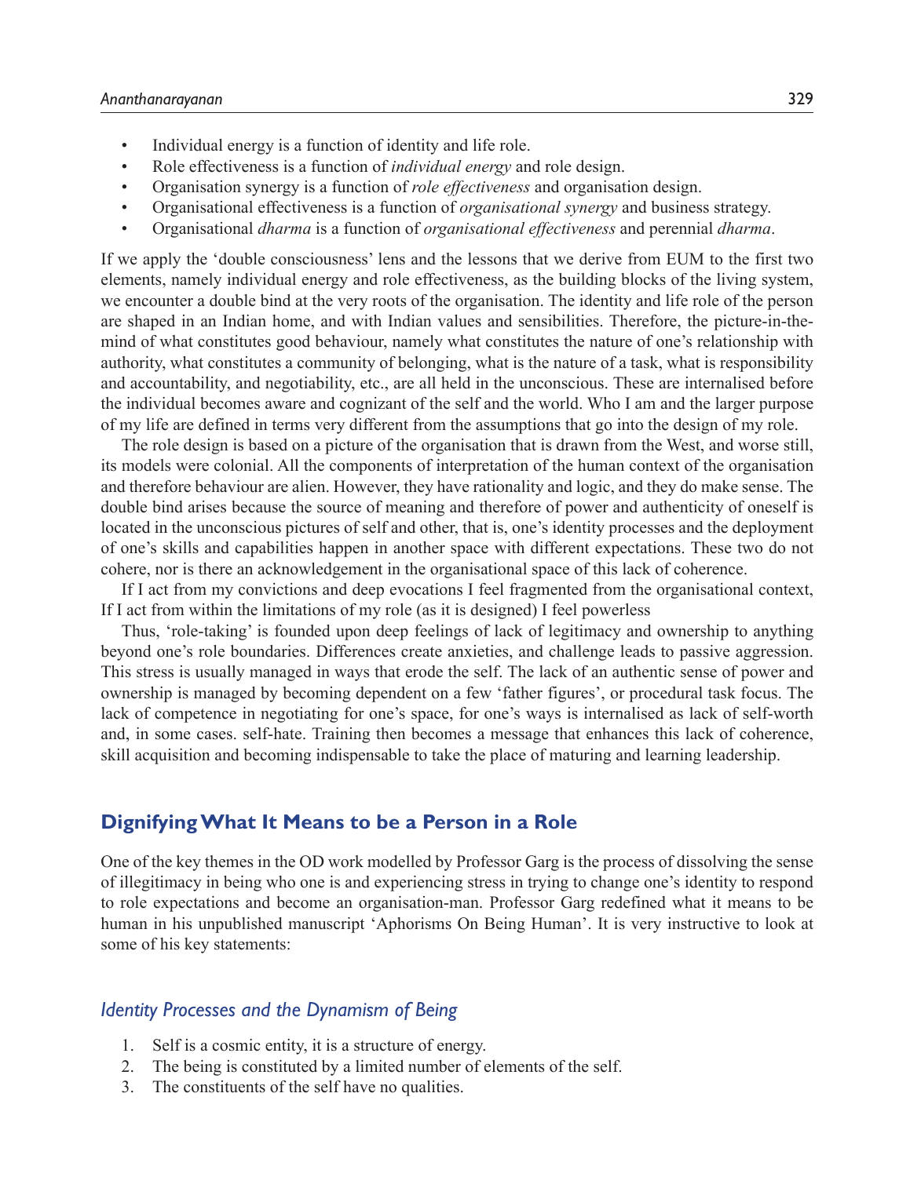- Individual energy is a function of identity and life role.
- Role effectiveness is a function of *individual energy* and role design.
- Organisation synergy is a function of *role effectiveness* and organisation design.
- Organisational effectiveness is a function of *organisational synergy* and business strategy.
- Organisational *dharma* is a function of *organisational effectiveness* and perennial *dharma*.

If we apply the 'double consciousness' lens and the lessons that we derive from EUM to the first two elements, namely individual energy and role effectiveness, as the building blocks of the living system, we encounter a double bind at the very roots of the organisation. The identity and life role of the person are shaped in an Indian home, and with Indian values and sensibilities. Therefore, the picture-in-the-mind of what constitutes good behaviour, namely what constitutes the nature of one's relationship with authority, what constitutes a community of belonging, what is the nature of a task, what is responsibility and accountability, and negotiability, etc., are all held in the unconscious. These are internalised before the individual becomes aware and cognizant of the self and the world. Who I am and the larger purpose of my life are defined in terms very different from the assumptions that go into the design of my role.

The role design is based on a picture of the organisation that is drawn from the West, and worse still, its models were colonial. All the components of interpretation of the human context of the organisation and therefore behaviour are alien. However, they have rationality and logic, and they do make sense. The double bind arises because the source of meaning and therefore of power and authenticity of oneself is located in the unconscious pictures of self and other, that is, one's identity processes and the deployment of one's skills and capabilities happen in another space with different expectations. These two do not cohere, nor is there an acknowledgement in the organisational space of this lack of coherence.

If I act from my convictions and deep evocations I feel fragmented from the organisational context, If I act from within the limitations of my role (as it is designed) I feel powerless

Thus, 'role-taking' is founded upon deep feelings of lack of legitimacy and ownership to anything beyond one's role boundaries. Differences create anxieties, and challenge leads to passive aggression. This stress is usually managed in ways that erode the self. The lack of an authentic sense of power and ownership is managed by becoming dependent on a few 'father figures', or procedural task focus. The lack of competence in negotiating for one's space, for one's ways is internalised as lack of self-worth and, in some cases. self-hate. Training then becomes a message that enhances this lack of coherence, skill acquisition and becoming indispensable to take the place of maturing and learning leadership.

## Dignifying What It Means to be a Person in a Role

One of the key themes in the OD work modelled by Professor Garg is the process of dissolving the sense of illegitimacy in being who one is and experiencing stress in trying to change one's identity to respond to role expectations and become an organisation-man. Professor Garg redefined what it means to be human in his unpublished manuscript 'Aphorisms On Being Human'. It is very instructive to look at some of his key statements:

### *Identity Processes and the Dynamism of Being*

1. Self is a cosmic entity, it is a structure of energy.
2. The being is constituted by a limited number of elements of the self.
3. The constituents of the self have no qualities.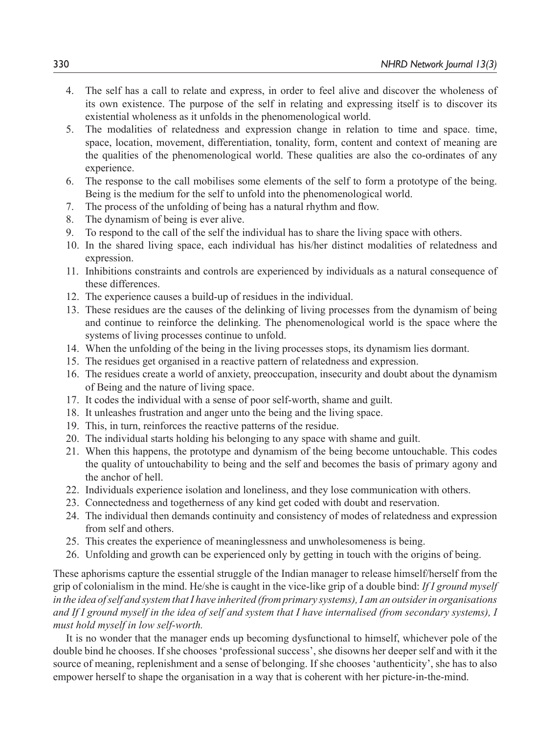4. The self has a call to relate and express, in order to feel alive and discover the wholeness of its own existence. The purpose of the self in relating and expressing itself is to discover its existential wholeness as it unfolds in the phenomenological world.
5. The modalities of relatedness and expression change in relation to time and space. time, space, location, movement, differentiation, tonality, form, content and context of meaning are the qualities of the phenomenological world. These qualities are also the co-ordinates of any experience.
6. The response to the call mobilises some elements of the self to form a prototype of the being. Being is the medium for the self to unfold into the phenomenological world.
7. The process of the unfolding of being has a natural rhythm and flow.
8. The dynamism of being is ever alive.
9. To respond to the call of the self the individual has to share the living space with others.
10. In the shared living space, each individual has his/her distinct modalities of relatedness and expression.
11. Inhibitions constraints and controls are experienced by individuals as a natural consequence of these differences.
12. The experience causes a build-up of residues in the individual.
13. These residues are the causes of the delinking of living processes from the dynamism of being and continue to reinforce the delinking. The phenomenological world is the space where the systems of living processes continue to unfold.
14. When the unfolding of the being in the living processes stops, its dynamism lies dormant.
15. The residues get organised in a reactive pattern of relatedness and expression.
16. The residues create a world of anxiety, preoccupation, insecurity and doubt about the dynamism of Being and the nature of living space.
17. It codes the individual with a sense of poor self-worth, shame and guilt.
18. It unleashes frustration and anger unto the being and the living space.
19. This, in turn, reinforces the reactive patterns of the residue.
20. The individual starts holding his belonging to any space with shame and guilt.
21. When this happens, the prototype and dynamism of the being become untouchable. This codes the quality of untouchability to being and the self and becomes the basis of primary agony and the anchor of hell.
22. Individuals experience isolation and loneliness, and they lose communication with others.
23. Connectedness and togetherness of any kind get coded with doubt and reservation.
24. The individual then demands continuity and consistency of modes of relatedness and expression from self and others.
25. This creates the experience of meaninglessness and unwholesomeness is being.
26. Unfolding and growth can be experienced only by getting in touch with the origins of being.

These aphorisms capture the essential struggle of the Indian manager to release himself/herself from the grip of colonialism in the mind. He/she is caught in the vice-like grip of a double bind: *If I ground myself in the idea of self and system that I have inherited (from primary systems), I am an outsider in organisations and If I ground myself in the idea of self and system that I have internalised (from secondary systems), I must hold myself in low self-worth.*

It is no wonder that the manager ends up becoming dysfunctional to himself, whichever pole of the double bind he chooses. If she chooses 'professional success', she disowns her deeper self and with it the source of meaning, replenishment and a sense of belonging. If she chooses 'authenticity', she has to also empower herself to shape the organisation in a way that is coherent with her picture-in-the-mind.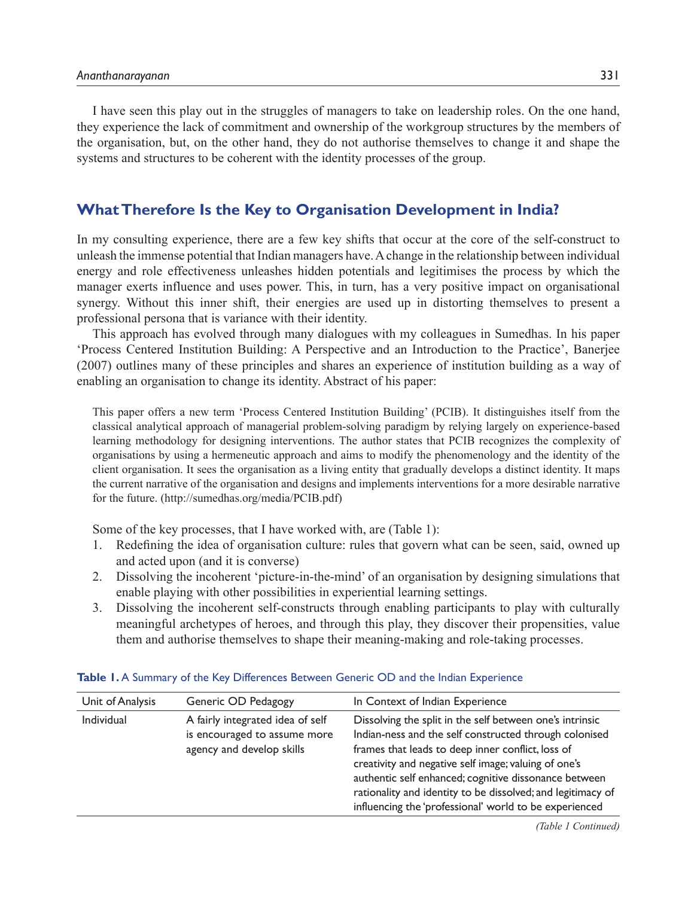I have seen this play out in the struggles of managers to take on leadership roles. On the one hand, they experience the lack of commitment and ownership of the workgroup structures by the members of the organisation, but, on the other hand, they do not authorise themselves to change it and shape the systems and structures to be coherent with the identity processes of the group.

## What Therefore Is the Key to Organisation Development in India?

In my consulting experience, there are a few key shifts that occur at the core of the self-construct to unleash the immense potential that Indian managers have. A change in the relationship between individual energy and role effectiveness unleashes hidden potentials and legitimises the process by which the manager exerts influence and uses power. This, in turn, has a very positive impact on organisational synergy. Without this inner shift, their energies are used up in distorting themselves to present a professional persona that is variance with their identity.

This approach has evolved through many dialogues with my colleagues in Sumedhas. In his paper 'Process Centered Institution Building: A Perspective and an Introduction to the Practice', Banerjee (2007) outlines many of these principles and shares an experience of institution building as a way of enabling an organisation to change its identity. Abstract of his paper:

> This paper offers a new term 'Process Centered Institution Building' (PCIB). It distinguishes itself from the classical analytical approach of managerial problem-solving paradigm by relying largely on experience-based learning methodology for designing interventions. The author states that PCIB recognizes the complexity of organisations by using a hermeneutic approach and aims to modify the phenomenology and the identity of the client organisation. It sees the organisation as a living entity that gradually develops a distinct identity. It maps the current narrative of the organisation and designs and implements interventions for a more desirable narrative for the future. (http://sumedhas.org/media/PCIB.pdf)

Some of the key processes, that I have worked with, are (Table 1):

1. Redefining the idea of organisation culture: rules that govern what can be seen, said, owned up and acted upon (and it is converse)
2. Dissolving the incoherent 'picture-in-the-mind' of an organisation by designing simulations that enable playing with other possibilities in experiential learning settings.
3. Dissolving the incoherent self-constructs through enabling participants to play with culturally meaningful archetypes of heroes, and through this play, they discover their propensities, value them and authorise themselves to shape their meaning-making and role-taking processes.

**Table 1.** A Summary of the Key Differences Between Generic OD and the Indian Experience

| Unit of Analysis | Generic OD Pedagogy | In Context of Indian Experience |
|---|---|---|
| Individual | A fairly integrated idea of self is encouraged to assume more agency and develop skills | Dissolving the split in the self between one's intrinsic Indian-ness and the self constructed through colonised frames that leads to deep inner conflict, loss of creativity and negative self image; valuing of one's authentic self enhanced; cognitive dissonance between rationality and identity to be dissolved; and legitimacy of influencing the 'professional' world to be experienced |

*(Table 1 Continued)*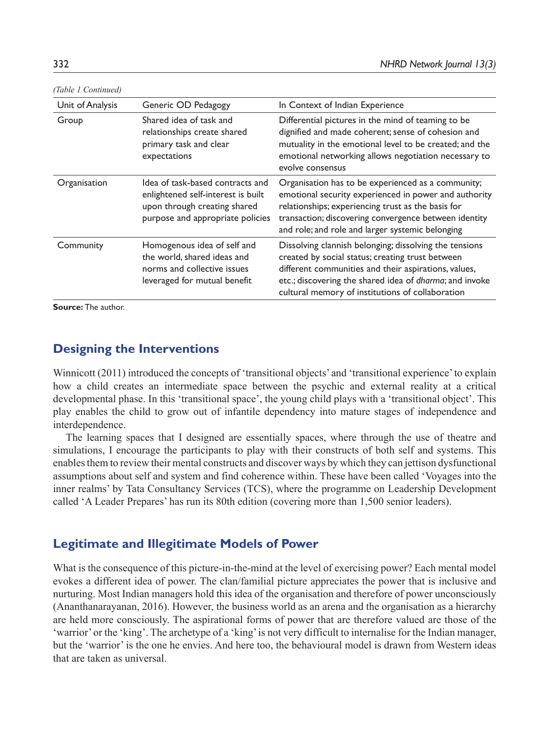*(Table 1 Continued)*

| Unit of Analysis | Generic OD Pedagogy | In Context of Indian Experience |
|---|---|---|
| Group | Shared idea of task and relationships create shared primary task and clear expectations | Differential pictures in the mind of teaming to be dignified and made coherent; sense of cohesion and mutuality in the emotional level to be created; and the emotional networking allows negotiation necessary to evolve consensus |
| Organisation | Idea of task-based contracts and enlightened self-interest is built upon through creating shared purpose and appropriate policies | Organisation has to be experienced as a community; emotional security experienced in power and authority relationships; experiencing trust as the basis for transaction; discovering convergence between identity and role; and role and larger systemic belonging |
| Community | Homogenous idea of self and the world, shared ideas and norms and collective issues leveraged for mutual benefit | Dissolving clannish belonging; dissolving the tensions created by social status; creating trust between different communities and their aspirations, values, etc.; discovering the shared idea of *dharma*; and invoke cultural memory of institutions of collaboration |

**Source:** The author.

## Designing the Interventions

Winnicott (2011) introduced the concepts of 'transitional objects' and 'transitional experience' to explain how a child creates an intermediate space between the psychic and external reality at a critical developmental phase. In this 'transitional space', the young child plays with a 'transitional object'. This play enables the child to grow out of infantile dependency into mature stages of independence and interdependence.

The learning spaces that I designed are essentially spaces, where through the use of theatre and simulations, I encourage the participants to play with their constructs of both self and systems. This enables them to review their mental constructs and discover ways by which they can jettison dysfunctional assumptions about self and system and find coherence within. These have been called 'Voyages into the inner realms' by Tata Consultancy Services (TCS), where the programme on Leadership Development called 'A Leader Prepares' has run its 80th edition (covering more than 1,500 senior leaders).

## Legitimate and Illegitimate Models of Power

What is the consequence of this picture-in-the-mind at the level of exercising power? Each mental model evokes a different idea of power. The clan/familial picture appreciates the power that is inclusive and nurturing. Most Indian managers hold this idea of the organisation and therefore of power unconsciously (Ananthanarayanan, 2016). However, the business world as an arena and the organisation as a hierarchy are held more consciously. The aspirational forms of power that are therefore valued are those of the 'warrior' or the 'king'. The archetype of a 'king' is not very difficult to internalise for the Indian manager, but the 'warrior' is the one he envies. And here too, the behavioural model is drawn from Western ideas that are taken as universal.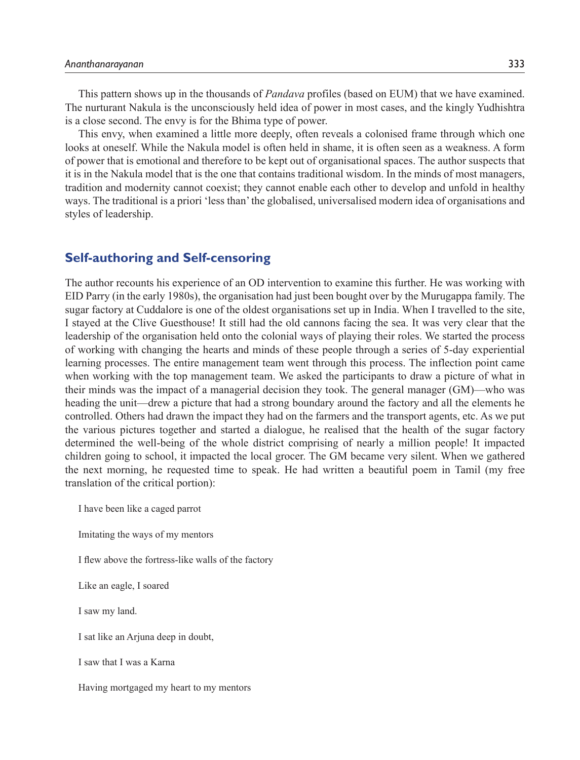This pattern shows up in the thousands of *Pandava* profiles (based on EUM) that we have examined. The nurturant Nakula is the unconsciously held idea of power in most cases, and the kingly Yudhishtra is a close second. The envy is for the Bhima type of power.

This envy, when examined a little more deeply, often reveals a colonised frame through which one looks at oneself. While the Nakula model is often held in shame, it is often seen as a weakness. A form of power that is emotional and therefore to be kept out of organisational spaces. The author suspects that it is in the Nakula model that is the one that contains traditional wisdom. In the minds of most managers, tradition and modernity cannot coexist; they cannot enable each other to develop and unfold in healthy ways. The traditional is a priori 'less than' the globalised, universalised modern idea of organisations and styles of leadership.

## Self-authoring and Self-censoring

The author recounts his experience of an OD intervention to examine this further. He was working with EID Parry (in the early 1980s), the organisation had just been bought over by the Murugappa family. The sugar factory at Cuddalore is one of the oldest organisations set up in India. When I travelled to the site, I stayed at the Clive Guesthouse! It still had the old cannons facing the sea. It was very clear that the leadership of the organisation held onto the colonial ways of playing their roles. We started the process of working with changing the hearts and minds of these people through a series of 5-day experiential learning processes. The entire management team went through this process. The inflection point came when working with the top management team. We asked the participants to draw a picture of what in their minds was the impact of a managerial decision they took. The general manager (GM)—who was heading the unit—drew a picture that had a strong boundary around the factory and all the elements he controlled. Others had drawn the impact they had on the farmers and the transport agents, etc. As we put the various pictures together and started a dialogue, he realised that the health of the sugar factory determined the well-being of the whole district comprising of nearly a million people! It impacted children going to school, it impacted the local grocer. The GM became very silent. When we gathered the next morning, he requested time to speak. He had written a beautiful poem in Tamil (my free translation of the critical portion):

> I have been like a caged parrot
>
> Imitating the ways of my mentors
>
> I flew above the fortress-like walls of the factory
>
> Like an eagle, I soared
>
> I saw my land.
>
> I sat like an Arjuna deep in doubt,
>
> I saw that I was a Karna
>
> Having mortgaged my heart to my mentors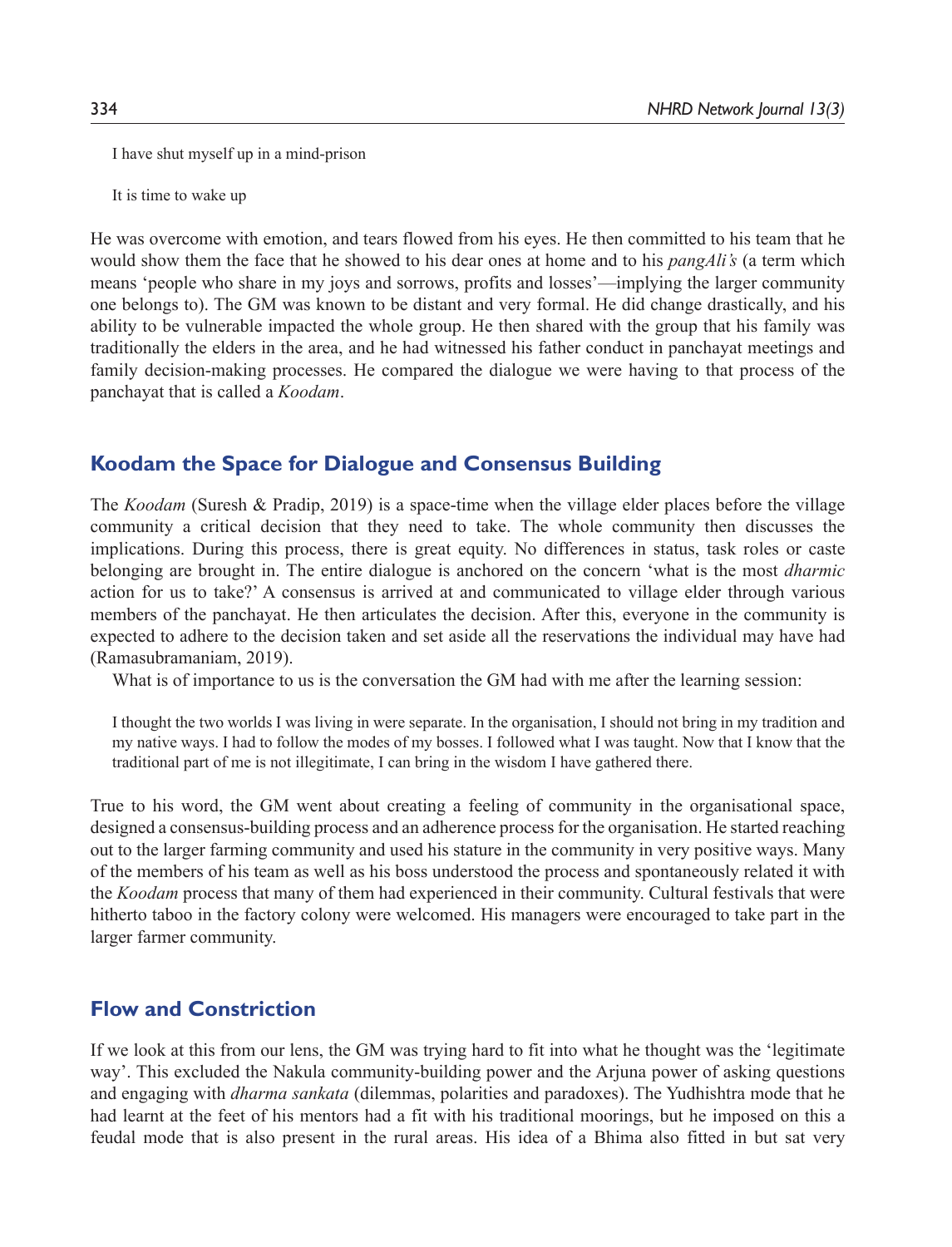I have shut myself up in a mind-prison

It is time to wake up

He was overcome with emotion, and tears flowed from his eyes. He then committed to his team that he would show them the face that he showed to his dear ones at home and to his *pangAli's* (a term which means 'people who share in my joys and sorrows, profits and losses'—implying the larger community one belongs to). The GM was known to be distant and very formal. He did change drastically, and his ability to be vulnerable impacted the whole group. He then shared with the group that his family was traditionally the elders in the area, and he had witnessed his father conduct in panchayat meetings and family decision-making processes. He compared the dialogue we were having to that process of the panchayat that is called a *Koodam*.

## Koodam the Space for Dialogue and Consensus Building

The *Koodam* (Suresh & Pradip, 2019) is a space-time when the village elder places before the village community a critical decision that they need to take. The whole community then discusses the implications. During this process, there is great equity. No differences in status, task roles or caste belonging are brought in. The entire dialogue is anchored on the concern 'what is the most *dharmic* action for us to take?' A consensus is arrived at and communicated to village elder through various members of the panchayat. He then articulates the decision. After this, everyone in the community is expected to adhere to the decision taken and set aside all the reservations the individual may have had (Ramasubramaniam, 2019).

What is of importance to us is the conversation the GM had with me after the learning session:

> I thought the two worlds I was living in were separate. In the organisation, I should not bring in my tradition and my native ways. I had to follow the modes of my bosses. I followed what I was taught. Now that I know that the traditional part of me is not illegitimate, I can bring in the wisdom I have gathered there.

True to his word, the GM went about creating a feeling of community in the organisational space, designed a consensus-building process and an adherence process for the organisation. He started reaching out to the larger farming community and used his stature in the community in very positive ways. Many of the members of his team as well as his boss understood the process and spontaneously related it with the *Koodam* process that many of them had experienced in their community. Cultural festivals that were hitherto taboo in the factory colony were welcomed. His managers were encouraged to take part in the larger farmer community.

## Flow and Constriction

If we look at this from our lens, the GM was trying hard to fit into what he thought was the 'legitimate way'. This excluded the Nakula community-building power and the Arjuna power of asking questions and engaging with *dharma sankata* (dilemmas, polarities and paradoxes). The Yudhishtra mode that he had learnt at the feet of his mentors had a fit with his traditional moorings, but he imposed on this a feudal mode that is also present in the rural areas. His idea of a Bhima also fitted in but sat very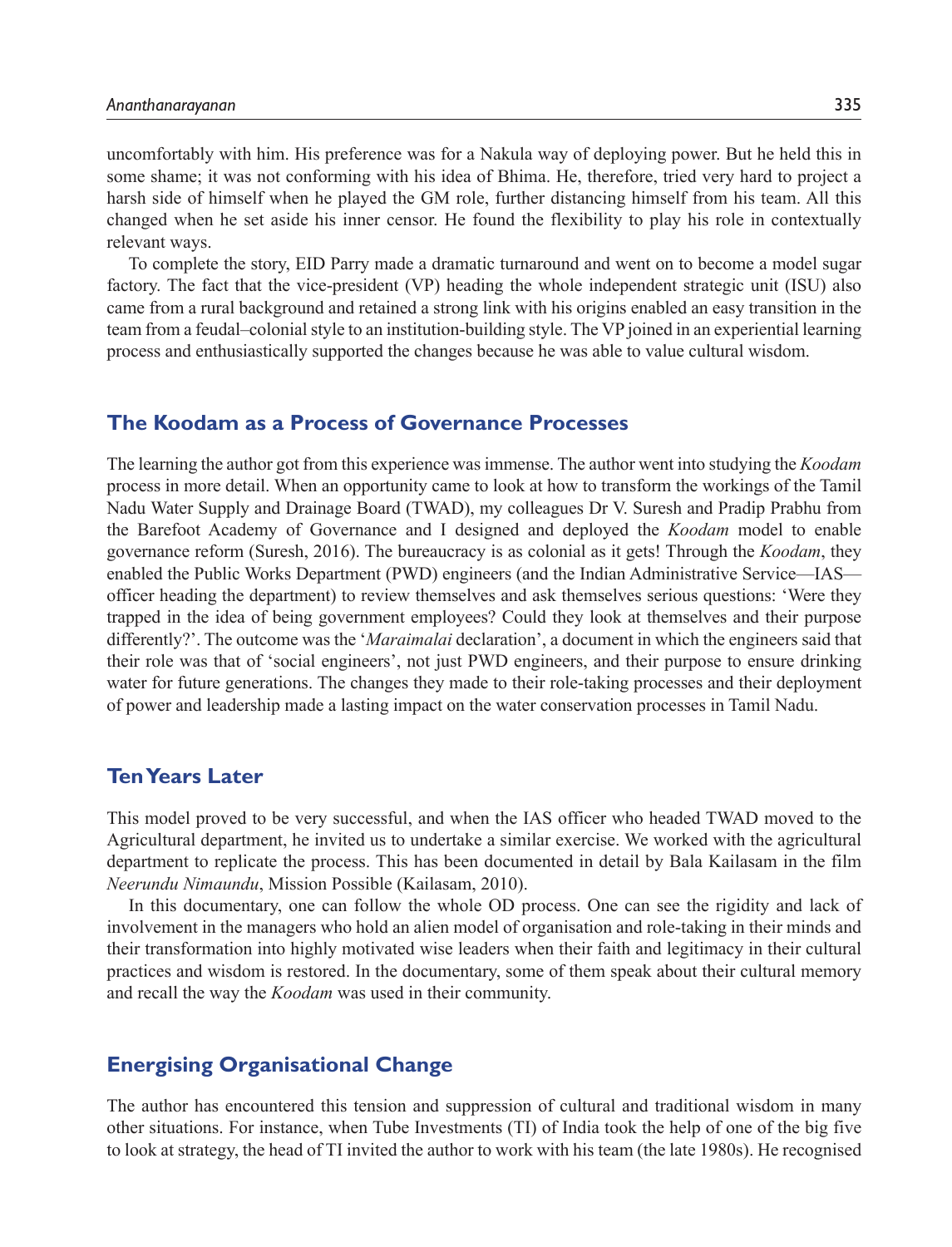uncomfortably with him. His preference was for a Nakula way of deploying power. But he held this in some shame; it was not conforming with his idea of Bhima. He, therefore, tried very hard to project a harsh side of himself when he played the GM role, further distancing himself from his team. All this changed when he set aside his inner censor. He found the flexibility to play his role in contextually relevant ways.

To complete the story, EID Parry made a dramatic turnaround and went on to become a model sugar factory. The fact that the vice-president (VP) heading the whole independent strategic unit (ISU) also came from a rural background and retained a strong link with his origins enabled an easy transition in the team from a feudal–colonial style to an institution-building style. The VP joined in an experiential learning process and enthusiastically supported the changes because he was able to value cultural wisdom.

## The Koodam as a Process of Governance Processes

The learning the author got from this experience was immense. The author went into studying the *Koodam* process in more detail. When an opportunity came to look at how to transform the workings of the Tamil Nadu Water Supply and Drainage Board (TWAD), my colleagues Dr V. Suresh and Pradip Prabhu from the Barefoot Academy of Governance and I designed and deployed the *Koodam* model to enable governance reform (Suresh, 2016). The bureaucracy is as colonial as it gets! Through the *Koodam*, they enabled the Public Works Department (PWD) engineers (and the Indian Administrative Service—IAS—officer heading the department) to review themselves and ask themselves serious questions: 'Were they trapped in the idea of being government employees? Could they look at themselves and their purpose differently?'. The outcome was the '*Maraimalai* declaration', a document in which the engineers said that their role was that of 'social engineers', not just PWD engineers, and their purpose to ensure drinking water for future generations. The changes they made to their role-taking processes and their deployment of power and leadership made a lasting impact on the water conservation processes in Tamil Nadu.

## Ten Years Later

This model proved to be very successful, and when the IAS officer who headed TWAD moved to the Agricultural department, he invited us to undertake a similar exercise. We worked with the agricultural department to replicate the process. This has been documented in detail by Bala Kailasam in the film *Neerundu Nimaundu*, Mission Possible (Kailasam, 2010).

In this documentary, one can follow the whole OD process. One can see the rigidity and lack of involvement in the managers who hold an alien model of organisation and role-taking in their minds and their transformation into highly motivated wise leaders when their faith and legitimacy in their cultural practices and wisdom is restored. In the documentary, some of them speak about their cultural memory and recall the way the *Koodam* was used in their community.

## Energising Organisational Change

The author has encountered this tension and suppression of cultural and traditional wisdom in many other situations. For instance, when Tube Investments (TI) of India took the help of one of the big five to look at strategy, the head of TI invited the author to work with his team (the late 1980s). He recognised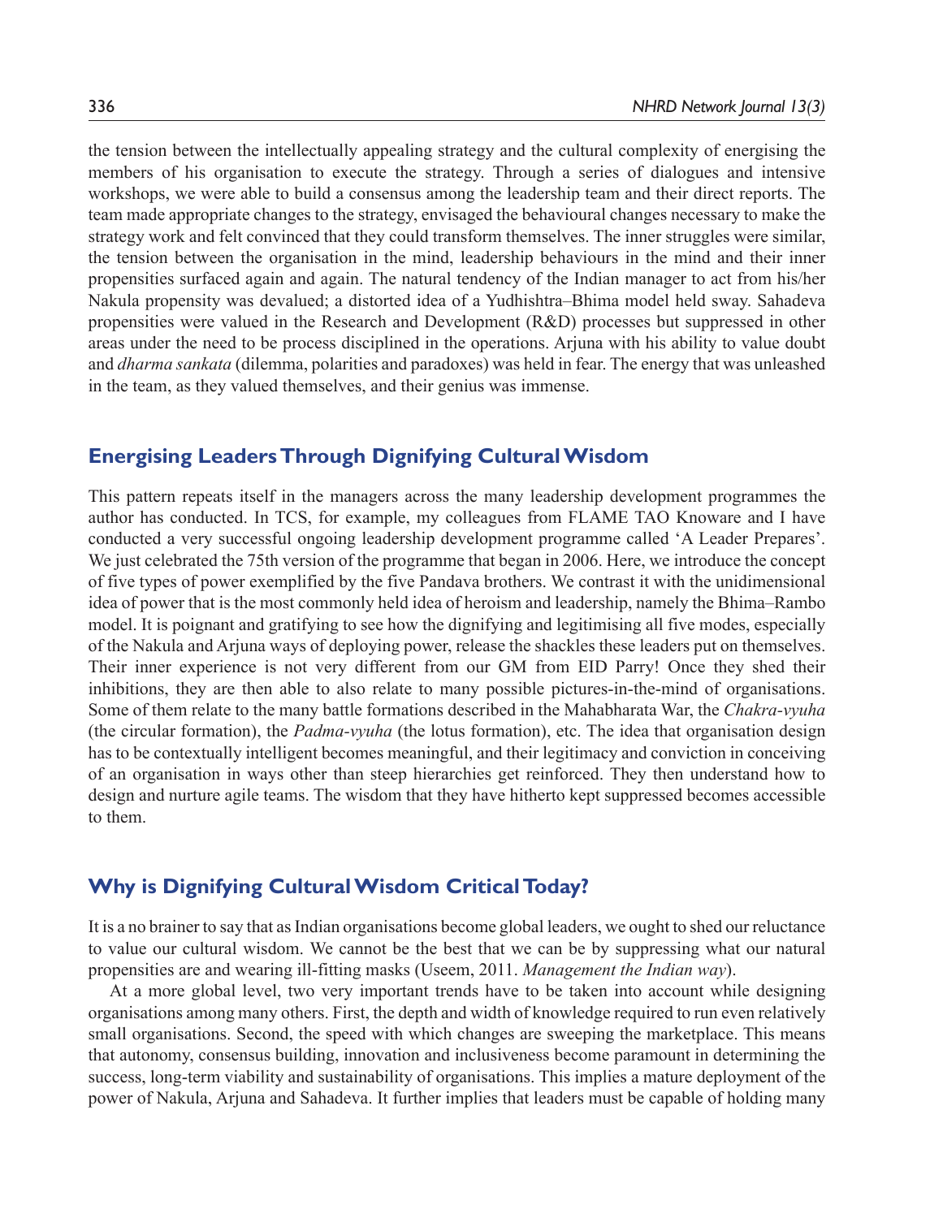the tension between the intellectually appealing strategy and the cultural complexity of energising the members of his organisation to execute the strategy. Through a series of dialogues and intensive workshops, we were able to build a consensus among the leadership team and their direct reports. The team made appropriate changes to the strategy, envisaged the behavioural changes necessary to make the strategy work and felt convinced that they could transform themselves. The inner struggles were similar, the tension between the organisation in the mind, leadership behaviours in the mind and their inner propensities surfaced again and again. The natural tendency of the Indian manager to act from his/her Nakula propensity was devalued; a distorted idea of a Yudhishtra–Bhima model held sway. Sahadeva propensities were valued in the Research and Development (R&D) processes but suppressed in other areas under the need to be process disciplined in the operations. Arjuna with his ability to value doubt and *dharma sankata* (dilemma, polarities and paradoxes) was held in fear. The energy that was unleashed in the team, as they valued themselves, and their genius was immense.

## Energising Leaders Through Dignifying Cultural Wisdom

This pattern repeats itself in the managers across the many leadership development programmes the author has conducted. In TCS, for example, my colleagues from FLAME TAO Knoware and I have conducted a very successful ongoing leadership development programme called 'A Leader Prepares'. We just celebrated the 75th version of the programme that began in 2006. Here, we introduce the concept of five types of power exemplified by the five Pandava brothers. We contrast it with the unidimensional idea of power that is the most commonly held idea of heroism and leadership, namely the Bhima–Rambo model. It is poignant and gratifying to see how the dignifying and legitimising all five modes, especially of the Nakula and Arjuna ways of deploying power, release the shackles these leaders put on themselves. Their inner experience is not very different from our GM from EID Parry! Once they shed their inhibitions, they are then able to also relate to many possible pictures-in-the-mind of organisations. Some of them relate to the many battle formations described in the Mahabharata War, the *Chakra-vyuha* (the circular formation), the *Padma-vyuha* (the lotus formation), etc. The idea that organisation design has to be contextually intelligent becomes meaningful, and their legitimacy and conviction in conceiving of an organisation in ways other than steep hierarchies get reinforced. They then understand how to design and nurture agile teams. The wisdom that they have hitherto kept suppressed becomes accessible to them.

## Why is Dignifying Cultural Wisdom Critical Today?

It is a no brainer to say that as Indian organisations become global leaders, we ought to shed our reluctance to value our cultural wisdom. We cannot be the best that we can be by suppressing what our natural propensities are and wearing ill-fitting masks (Useem, 2011. *Management the Indian way*).

At a more global level, two very important trends have to be taken into account while designing organisations among many others. First, the depth and width of knowledge required to run even relatively small organisations. Second, the speed with which changes are sweeping the marketplace. This means that autonomy, consensus building, innovation and inclusiveness become paramount in determining the success, long-term viability and sustainability of organisations. This implies a mature deployment of the power of Nakula, Arjuna and Sahadeva. It further implies that leaders must be capable of holding many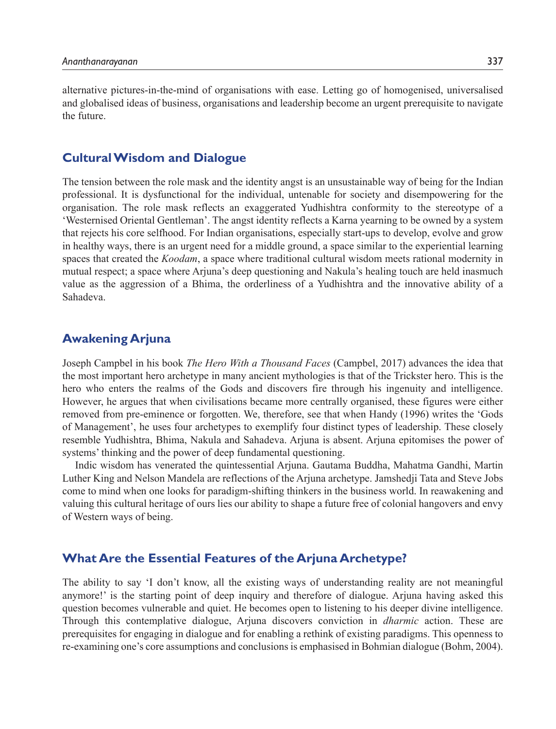alternative pictures-in-the-mind of organisations with ease. Letting go of homogenised, universalised and globalised ideas of business, organisations and leadership become an urgent prerequisite to navigate the future.

## Cultural Wisdom and Dialogue

The tension between the role mask and the identity angst is an unsustainable way of being for the Indian professional. It is dysfunctional for the individual, untenable for society and disempowering for the organisation. The role mask reflects an exaggerated Yudhishtra conformity to the stereotype of a 'Westernised Oriental Gentleman'. The angst identity reflects a Karna yearning to be owned by a system that rejects his core selfhood. For Indian organisations, especially start-ups to develop, evolve and grow in healthy ways, there is an urgent need for a middle ground, a space similar to the experiential learning spaces that created the *Koodam*, a space where traditional cultural wisdom meets rational modernity in mutual respect; a space where Arjuna's deep questioning and Nakula's healing touch are held inasmuch value as the aggression of a Bhima, the orderliness of a Yudhishtra and the innovative ability of a Sahadeva.

## Awakening Arjuna

Joseph Campbel in his book *The Hero With a Thousand Faces* (Campbel, 2017) advances the idea that the most important hero archetype in many ancient mythologies is that of the Trickster hero. This is the hero who enters the realms of the Gods and discovers fire through his ingenuity and intelligence. However, he argues that when civilisations became more centrally organised, these figures were either removed from pre-eminence or forgotten. We, therefore, see that when Handy (1996) writes the 'Gods of Management', he uses four archetypes to exemplify four distinct types of leadership. These closely resemble Yudhishtra, Bhima, Nakula and Sahadeva. Arjuna is absent. Arjuna epitomises the power of systems' thinking and the power of deep fundamental questioning.

Indic wisdom has venerated the quintessential Arjuna. Gautama Buddha, Mahatma Gandhi, Martin Luther King and Nelson Mandela are reflections of the Arjuna archetype. Jamshedji Tata and Steve Jobs come to mind when one looks for paradigm-shifting thinkers in the business world. In reawakening and valuing this cultural heritage of ours lies our ability to shape a future free of colonial hangovers and envy of Western ways of being.

## What Are the Essential Features of the Arjuna Archetype?

The ability to say 'I don't know, all the existing ways of understanding reality are not meaningful anymore!' is the starting point of deep inquiry and therefore of dialogue. Arjuna having asked this question becomes vulnerable and quiet. He becomes open to listening to his deeper divine intelligence. Through this contemplative dialogue, Arjuna discovers conviction in *dharmic* action. These are prerequisites for engaging in dialogue and for enabling a rethink of existing paradigms. This openness to re-examining one's core assumptions and conclusions is emphasised in Bohmian dialogue (Bohm, 2004).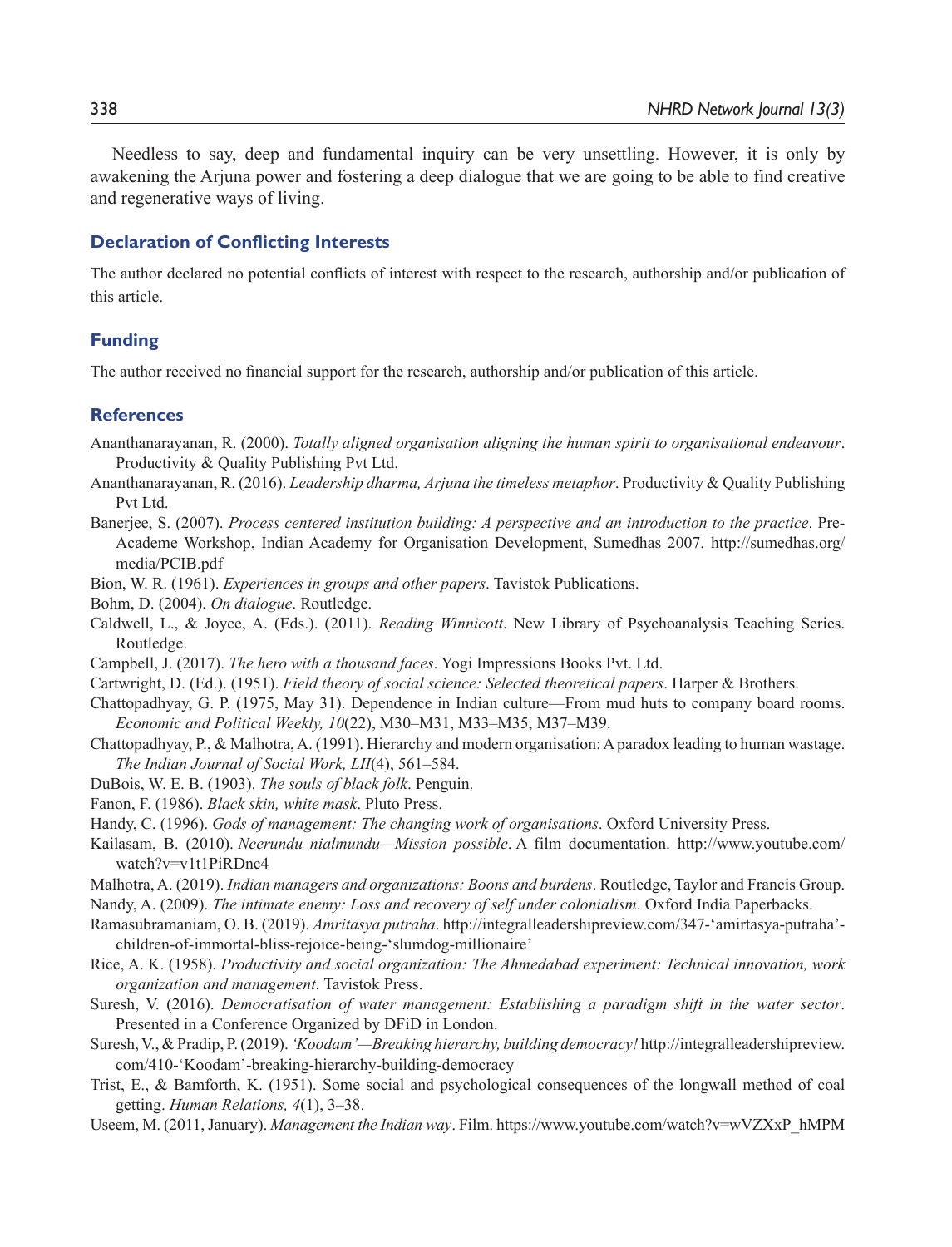Needless to say, deep and fundamental inquiry can be very unsettling. However, it is only by awakening the Arjuna power and fostering a deep dialogue that we are going to be able to find creative and regenerative ways of living.

## Declaration of Conflicting Interests

The author declared no potential conflicts of interest with respect to the research, authorship and/or publication of this article.

## Funding

The author received no financial support for the research, authorship and/or publication of this article.

## References

Ananthanarayanan, R. (2000). *Totally aligned organisation aligning the human spirit to organisational endeavour*. Productivity & Quality Publishing Pvt Ltd.

Ananthanarayanan, R. (2016). *Leadership dharma, Arjuna the timeless metaphor*. Productivity & Quality Publishing Pvt Ltd.

Banerjee, S. (2007). *Process centered institution building: A perspective and an introduction to the practice*. Pre-Academe Workshop, Indian Academy for Organisation Development, Sumedhas 2007. http://sumedhas.org/media/PCIB.pdf

Bion, W. R. (1961). *Experiences in groups and other papers*. Tavistok Publications.

Bohm, D. (2004). *On dialogue*. Routledge.

Caldwell, L., & Joyce, A. (Eds.). (2011). *Reading Winnicott*. New Library of Psychoanalysis Teaching Series. Routledge.

Campbell, J. (2017). *The hero with a thousand faces*. Yogi Impressions Books Pvt. Ltd.

Cartwright, D. (Ed.). (1951). *Field theory of social science: Selected theoretical papers*. Harper & Brothers.

Chattopadhyay, G. P. (1975, May 31). Dependence in Indian culture—From mud huts to company board rooms. *Economic and Political Weekly, 10*(22), M30–M31, M33–M35, M37–M39.

Chattopadhyay, P., & Malhotra, A. (1991). Hierarchy and modern organisation: A paradox leading to human wastage. *The Indian Journal of Social Work, LII*(4), 561–584.

DuBois, W. E. B. (1903). *The souls of black folk*. Penguin.

Fanon, F. (1986). *Black skin, white mask*. Pluto Press.

Handy, C. (1996). *Gods of management: The changing work of organisations*. Oxford University Press.

Kailasam, B. (2010). *Neerundu nialmundu—Mission possible*. A film documentation. http://www.youtube.com/watch?v=v1t1PiRDnc4

Malhotra, A. (2019). *Indian managers and organizations: Boons and burdens*. Routledge, Taylor and Francis Group.

Nandy, A. (2009). *The intimate enemy: Loss and recovery of self under colonialism*. Oxford India Paperbacks.

Ramasubramaniam, O. B. (2019). *Amritasya putraha*. http://integralleadershipreview.com/347-'amirtasya-putraha'-children-of-immortal-bliss-rejoice-being-'slumdog-millionaire'

Rice, A. K. (1958). *Productivity and social organization: The Ahmedabad experiment: Technical innovation, work organization and management*. Tavistok Press.

Suresh, V. (2016). *Democratisation of water management: Establishing a paradigm shift in the water sector*. Presented in a Conference Organized by DFiD in London.

Suresh, V., & Pradip, P. (2019). *'Koodam'—Breaking hierarchy, building democracy!* http://integralleadershipreview.com/410-'Koodam'-breaking-hierarchy-building-democracy

Trist, E., & Bamforth, K. (1951). Some social and psychological consequences of the longwall method of coal getting. *Human Relations, 4*(1), 3–38.

Useem, M. (2011, January). *Management the Indian way*. Film. https://www.youtube.com/watch?v=wVZXxP_hMPM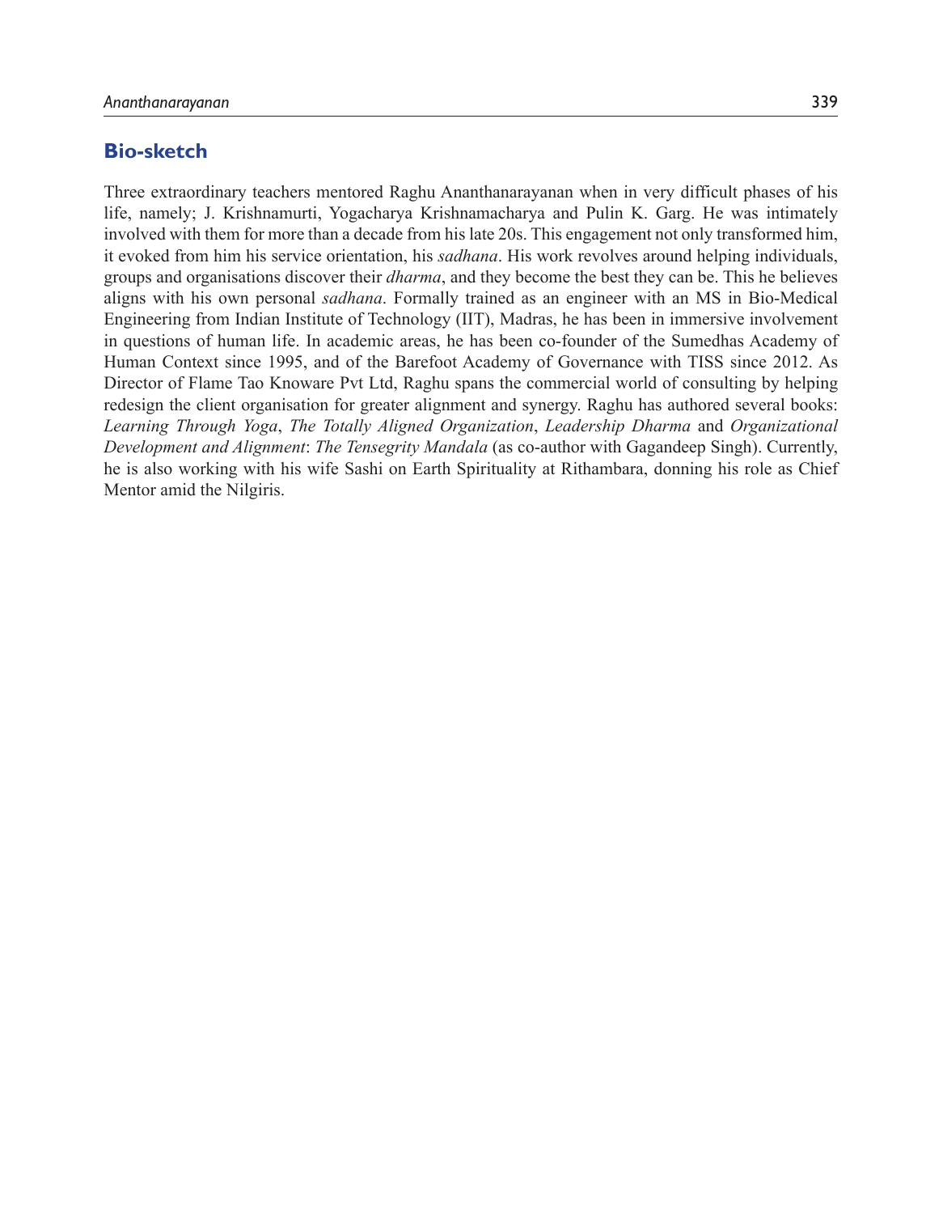## Bio-sketch

Three extraordinary teachers mentored Raghu Ananthanarayanan when in very difficult phases of his life, namely; J. Krishnamurti, Yogacharya Krishnamacharya and Pulin K. Garg. He was intimately involved with them for more than a decade from his late 20s. This engagement not only transformed him, it evoked from him his service orientation, his *sadhana*. His work revolves around helping individuals, groups and organisations discover their *dharma*, and they become the best they can be. This he believes aligns with his own personal *sadhana*. Formally trained as an engineer with an MS in Bio-Medical Engineering from Indian Institute of Technology (IIT), Madras, he has been in immersive involvement in questions of human life. In academic areas, he has been co-founder of the Sumedhas Academy of Human Context since 1995, and of the Barefoot Academy of Governance with TISS since 2012. As Director of Flame Tao Knoware Pvt Ltd, Raghu spans the commercial world of consulting by helping redesign the client organisation for greater alignment and synergy. Raghu has authored several books: *Learning Through Yoga*, *The Totally Aligned Organization*, *Leadership Dharma* and *Organizational Development and Alignment*: *The Tensegrity Mandala* (as co-author with Gagandeep Singh). Currently, he is also working with his wife Sashi on Earth Spirituality at Rithambara, donning his role as Chief Mentor amid the Nilgiris.